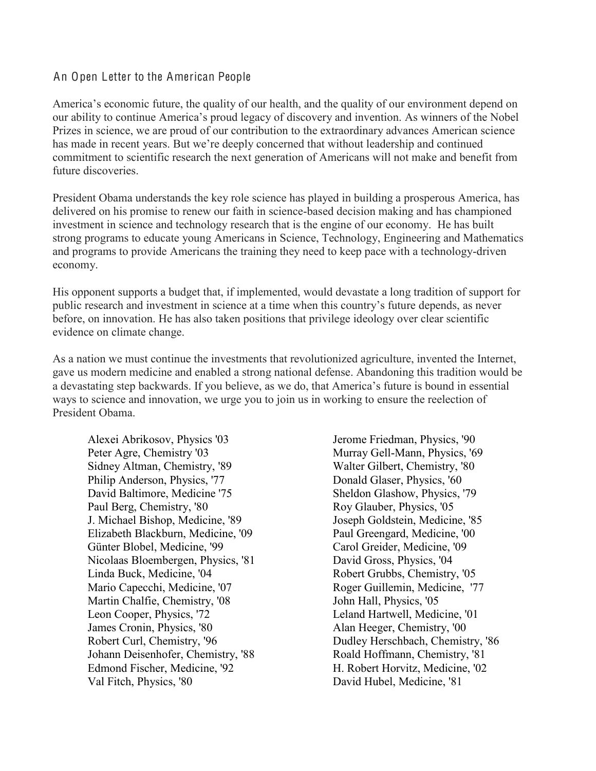## An Open Letter to the American People

America's economic future, the quality of our health, and the quality of our environment depend on our ability to continue America's proud legacy of discovery and invention. As winners of the Nobel Prizes in science, we are proud of our contribution to the extraordinary advances American science has made in recent years. But we're deeply concerned that without leadership and continued commitment to scientific research the next generation of Americans will not make and benefit from future discoveries.

President Obama understands the key role science has played in building a prosperous America, has delivered on his promise to renew our faith in science-based decision making and has championed investment in science and technology research that is the engine of our economy. He has built strong programs to educate young Americans in Science, Technology, Engineering and Mathematics and programs to provide Americans the training they need to keep pace with a technology-driven economy.

His opponent supports a budget that, if implemented, would devastate a long tradition of support for public research and investment in science at a time when this country's future depends, as never before, on innovation. He has also taken positions that privilege ideology over clear scientific evidence on climate change.

As a nation we must continue the investments that revolutionized agriculture, invented the Internet, gave us modern medicine and enabled a strong national defense. Abandoning this tradition would be a devastating step backwards. If you believe, as we do, that America's future is bound in essential ways to science and innovation, we urge you to join us in working to ensure the reelection of President Obama.

Alexei Abrikosov, Physics '03
Peter Agre, Chemistry '03
Sidney Altman, Chemistry, '89
Philip Anderson, Physics, '77
David Baltimore, Medicine '75
Paul Berg, Chemistry, '80
J. Michael Bishop, Medicine, '89
Elizabeth Blackburn, Medicine, '09
Günter Blobel, Medicine, '99
Nicolaas Bloembergen, Physics, '81
Linda Buck, Medicine, '04
Mario Capecchi, Medicine, '07
Martin Chalfie, Chemistry, '08
Leon Cooper, Physics, '72
James Cronin, Physics, '80
Robert Curl, Chemistry, '96
Johann Deisenhofer, Chemistry, '88
Edmond Fischer, Medicine, '92
Val Fitch, Physics, '80
Jerome Friedman, Physics, '90
Murray Gell-Mann, Physics, '69
Walter Gilbert, Chemistry, '80
Donald Glaser, Physics, '60
Sheldon Glashow, Physics, '79
Roy Glauber, Physics, '05
Joseph Goldstein, Medicine, '85
Paul Greengard, Medicine, '00
Carol Greider, Medicine, '09
David Gross, Physics, '04
Robert Grubbs, Chemistry, '05
Roger Guillemin, Medicine, '77
John Hall, Physics, '05
Leland Hartwell, Medicine, '01
Alan Heeger, Chemistry, '00
Dudley Herschbach, Chemistry, '86
Roald Hoffmann, Chemistry, '81
H. Robert Horvitz, Medicine, '02
David Hubel, Medicine, '81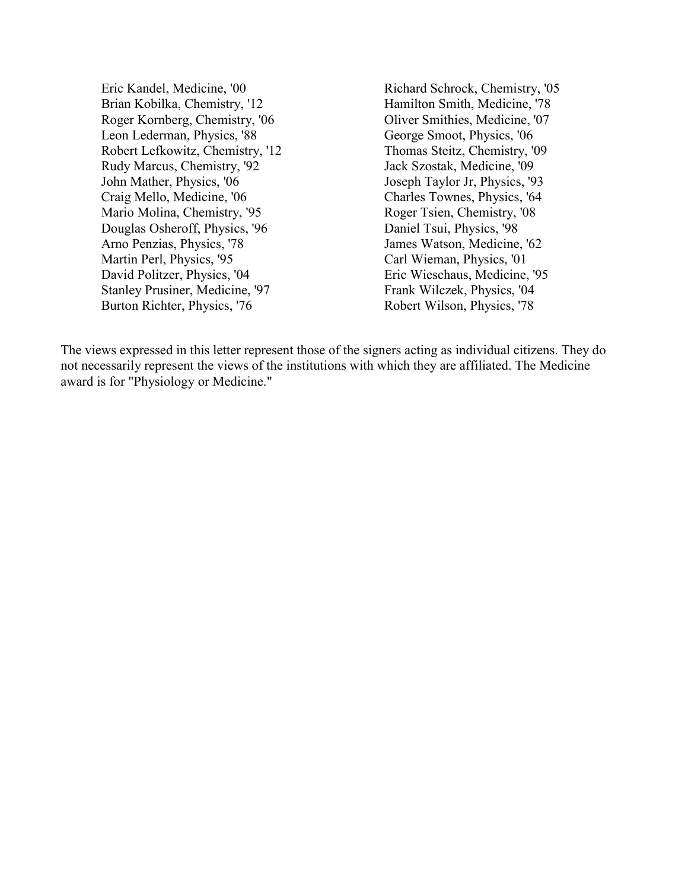Eric Kandel, Medicine, '00
Brian Kobilka, Chemistry, '12
Roger Kornberg, Chemistry, '06
Leon Lederman, Physics, '88
Robert Lefkowitz, Chemistry, '12
Rudy Marcus, Chemistry, '92
John Mather, Physics, '06
Craig Mello, Medicine, '06
Mario Molina, Chemistry, '95
Douglas Osheroff, Physics, '96
Arno Penzias, Physics, '78
Martin Perl, Physics, '95
David Politzer, Physics, '04
Stanley Prusiner, Medicine, '97
Burton Richter, Physics, '76
Richard Schrock, Chemistry, '05
Hamilton Smith, Medicine, '78
Oliver Smithies, Medicine, '07
George Smoot, Physics, '06
Thomas Steitz, Chemistry, '09
Jack Szostak, Medicine, '09
Joseph Taylor Jr, Physics, '93
Charles Townes, Physics, '64
Roger Tsien, Chemistry, '08
Daniel Tsui, Physics, '98
James Watson, Medicine, '62
Carl Wieman, Physics, '01
Eric Wieschaus, Medicine, '95
Frank Wilczek, Physics, '04
Robert Wilson, Physics, '78

The views expressed in this letter represent those of the signers acting as individual citizens. They do not necessarily represent the views of the institutions with which they are affiliated. The Medicine award is for "Physiology or Medicine."